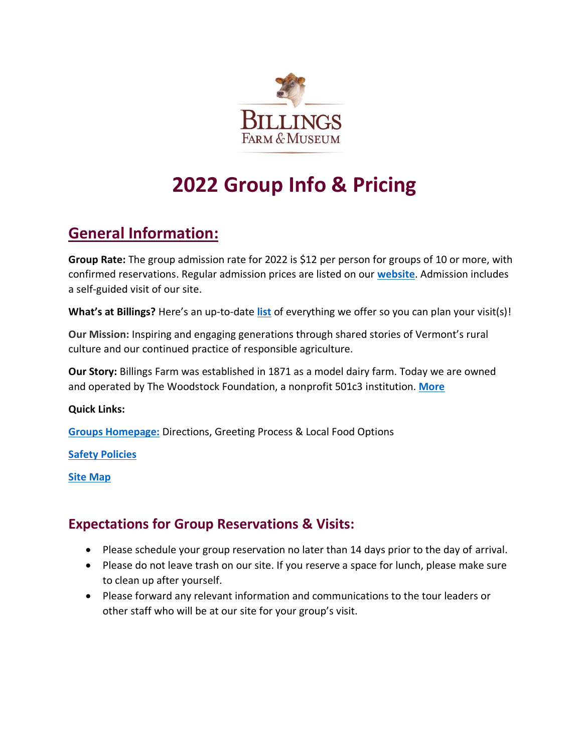# 2022 Group Info & Pricing

## General Information:

**Group Rate:** The group admission rate for 2022 is $12 per person for groups of 10 or more, with confirmed reservations. Regular admission prices are listed on our **website**. Admission includes a self-guided visit of our site.

**What's at Billings?** Here's an up-to-date **list** of everything we offer so you can plan your visit(s)!

**Our Mission:** Inspiring and engaging generations through shared stories of Vermont's rural culture and our continued practice of responsible agriculture.

**Our Story:** Billings Farm was established in 1871 as a model dairy farm. Today we are owned and operated by The Woodstock Foundation, a nonprofit 501c3 institution. **More**

**Quick Links:**

**Groups Homepage:** Directions, Greeting Process & Local Food Options

**Safety Policies**

**Site Map**

### Expectations for Group Reservations & Visits:

- Please schedule your group reservation no later than 14 days prior to the day of arrival.
- Please do not leave trash on our site. If you reserve a space for lunch, please make sure to clean up after yourself.
- Please forward any relevant information and communications to the tour leaders or other staff who will be at our site for your group's visit.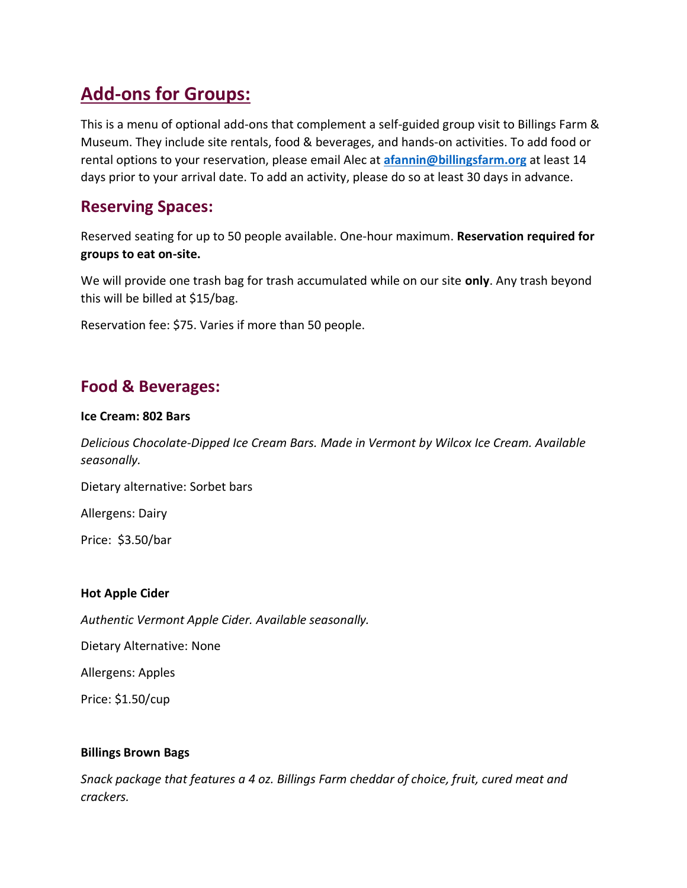# Add-ons for Groups:

This is a menu of optional add-ons that complement a self-guided group visit to Billings Farm & Museum. They include site rentals, food & beverages, and hands-on activities. To add food or rental options to your reservation, please email Alec at **afannin@billingsfarm.org** at least 14 days prior to your arrival date. To add an activity, please do so at least 30 days in advance.

## Reserving Spaces:

Reserved seating for up to 50 people available. One-hour maximum. **Reservation required for groups to eat on-site.**

We will provide one trash bag for trash accumulated while on our site **only**. Any trash beyond this will be billed at $15/bag.

Reservation fee: $75. Varies if more than 50 people.

## Food & Beverages:

**Ice Cream: 802 Bars**

*Delicious Chocolate-Dipped Ice Cream Bars. Made in Vermont by Wilcox Ice Cream. Available seasonally.*

Dietary alternative: Sorbet bars

Allergens: Dairy

Price: $3.50/bar

**Hot Apple Cider**

*Authentic Vermont Apple Cider. Available seasonally.*

Dietary Alternative: None

Allergens: Apples

Price: $1.50/cup

**Billings Brown Bags**

*Snack package that features a 4 oz. Billings Farm cheddar of choice, fruit, cured meat and crackers.*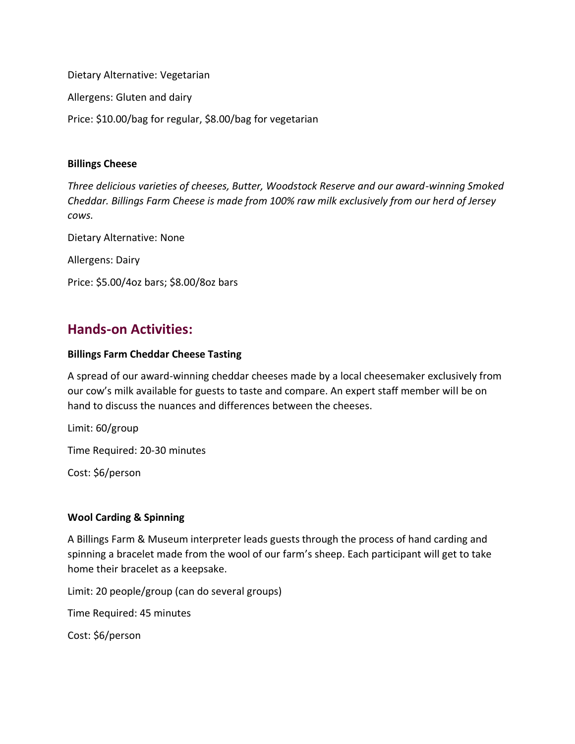Dietary Alternative: Vegetarian

Allergens: Gluten and dairy

Price: $10.00/bag for regular, $8.00/bag for vegetarian

**Billings Cheese**

*Three delicious varieties of cheeses, Butter, Woodstock Reserve and our award-winning Smoked Cheddar. Billings Farm Cheese is made from 100% raw milk exclusively from our herd of Jersey cows.*

Dietary Alternative: None

Allergens: Dairy

Price: $5.00/4oz bars; $8.00/8oz bars

## Hands-on Activities:

**Billings Farm Cheddar Cheese Tasting**

A spread of our award-winning cheddar cheeses made by a local cheesemaker exclusively from our cow's milk available for guests to taste and compare. An expert staff member will be on hand to discuss the nuances and differences between the cheeses.

Limit: 60/group

Time Required: 20-30 minutes

Cost: $6/person

**Wool Carding & Spinning**

A Billings Farm & Museum interpreter leads guests through the process of hand carding and spinning a bracelet made from the wool of our farm's sheep. Each participant will get to take home their bracelet as a keepsake.

Limit: 20 people/group (can do several groups)

Time Required: 45 minutes

Cost: $6/person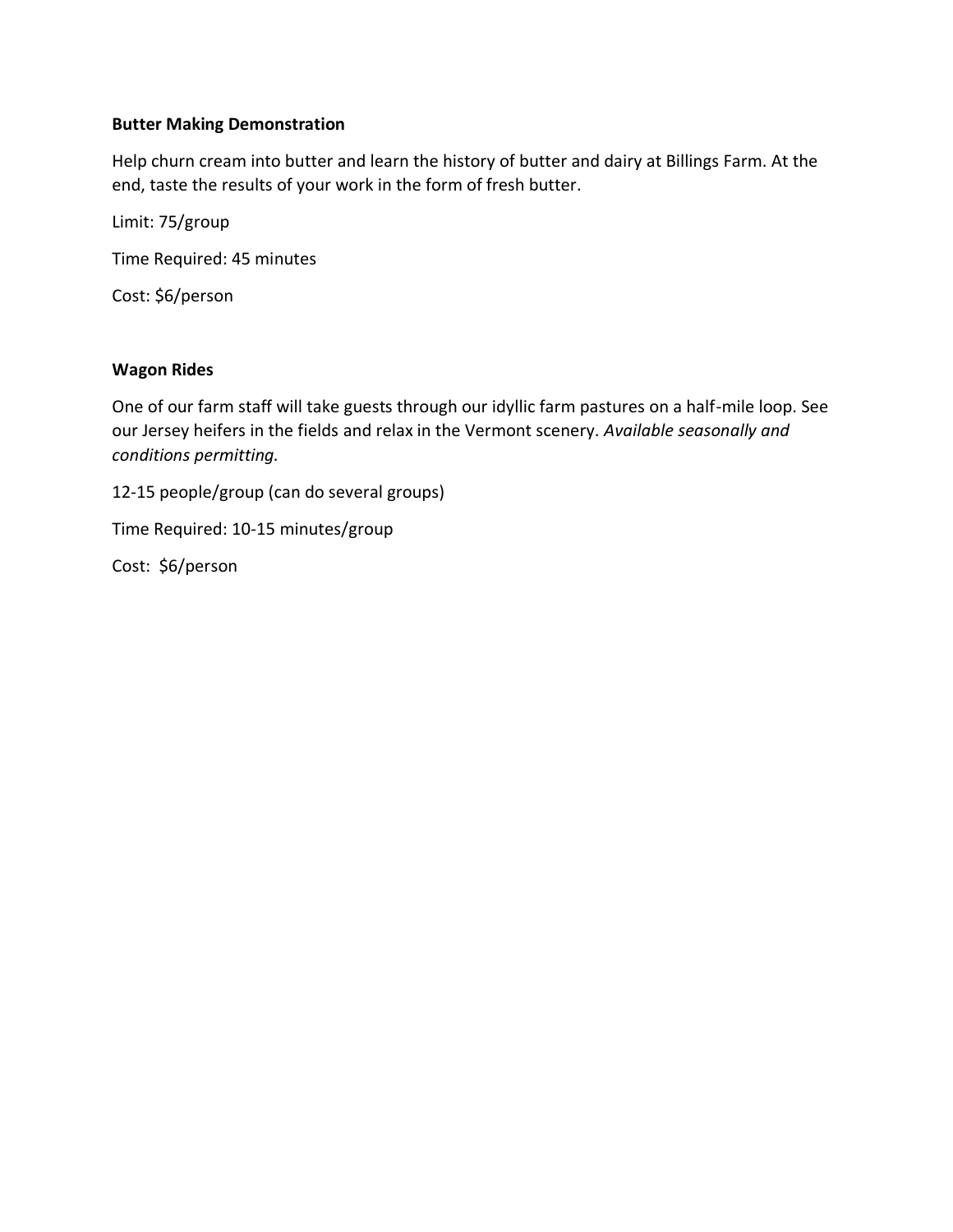**Butter Making Demonstration**

Help churn cream into butter and learn the history of butter and dairy at Billings Farm. At the end, taste the results of your work in the form of fresh butter.

Limit: 75/group

Time Required: 45 minutes

Cost: $6/person

**Wagon Rides**

One of our farm staff will take guests through our idyllic farm pastures on a half-mile loop. See our Jersey heifers in the fields and relax in the Vermont scenery. *Available seasonally and conditions permitting.*

12-15 people/group (can do several groups)

Time Required: 10-15 minutes/group

Cost: $6/person